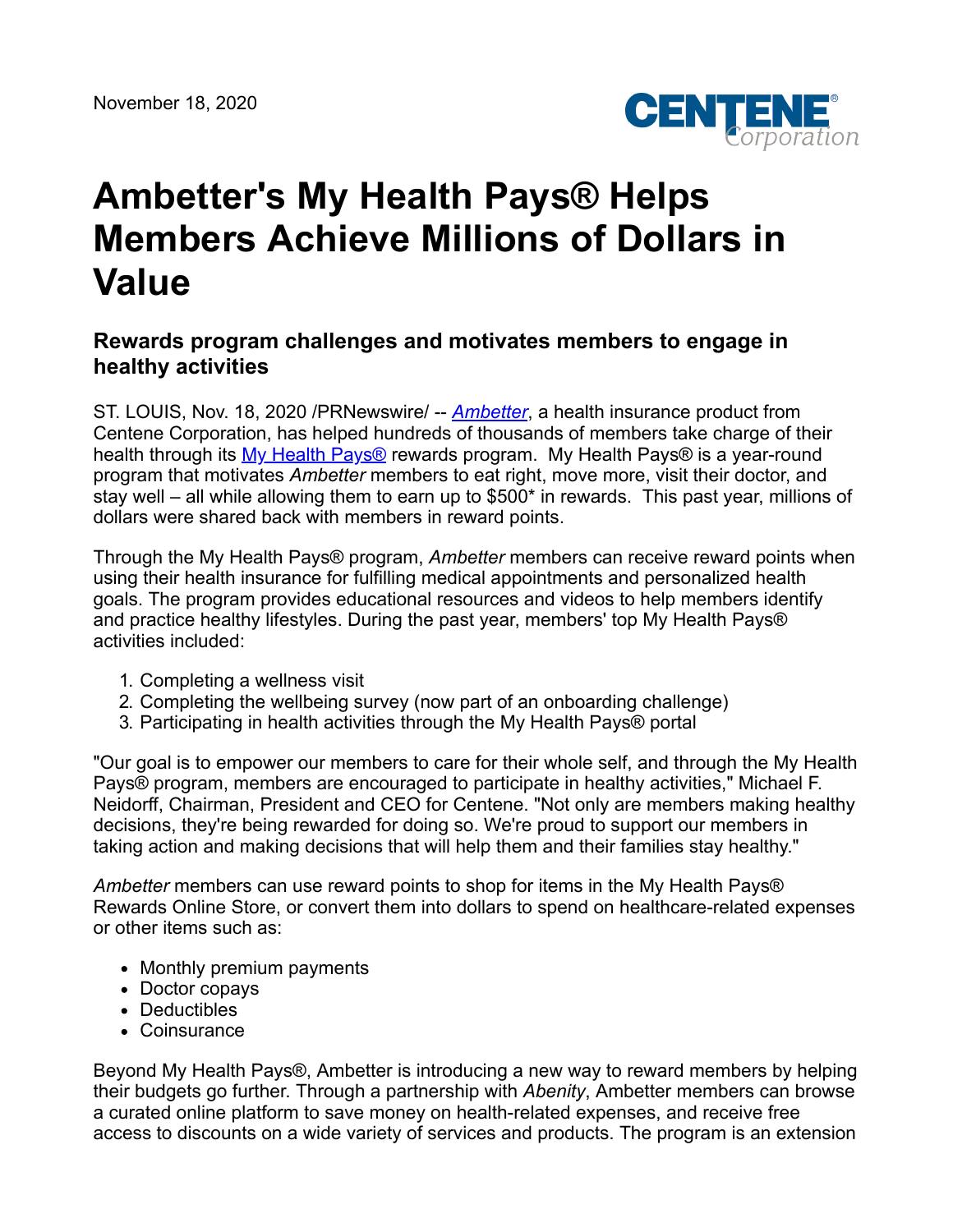November 18, 2020

# Ambetter's My Health Pays® Helps Members Achieve Millions of Dollars in Value

## Rewards program challenges and motivates members to engage in healthy activities

ST. LOUIS, Nov. 18, 2020 /PRNewswire/ -- *Ambetter*, a health insurance product from Centene Corporation, has helped hundreds of thousands of members take charge of their health through its My Health Pays® rewards program. My Health Pays® is a year-round program that motivates *Ambetter* members to eat right, move more, visit their doctor, and stay well – all while allowing them to earn up to $500* in rewards. This past year, millions of dollars were shared back with members in reward points.

Through the My Health Pays® program, *Ambetter* members can receive reward points when using their health insurance for fulfilling medical appointments and personalized health goals. The program provides educational resources and videos to help members identify and practice healthy lifestyles. During the past year, members' top My Health Pays® activities included:

1. Completing a wellness visit
2. Completing the wellbeing survey (now part of an onboarding challenge)
3. Participating in health activities through the My Health Pays® portal

"Our goal is to empower our members to care for their whole self, and through the My Health Pays® program, members are encouraged to participate in healthy activities," Michael F. Neidorff, Chairman, President and CEO for Centene. "Not only are members making healthy decisions, they're being rewarded for doing so. We're proud to support our members in taking action and making decisions that will help them and their families stay healthy."

*Ambetter* members can use reward points to shop for items in the My Health Pays® Rewards Online Store, or convert them into dollars to spend on healthcare-related expenses or other items such as:

- Monthly premium payments
- Doctor copays
- Deductibles
- Coinsurance

Beyond My Health Pays®, Ambetter is introducing a new way to reward members by helping their budgets go further. Through a partnership with *Abenity*, Ambetter members can browse a curated online platform to save money on health-related expenses, and receive free access to discounts on a wide variety of services and products. The program is an extension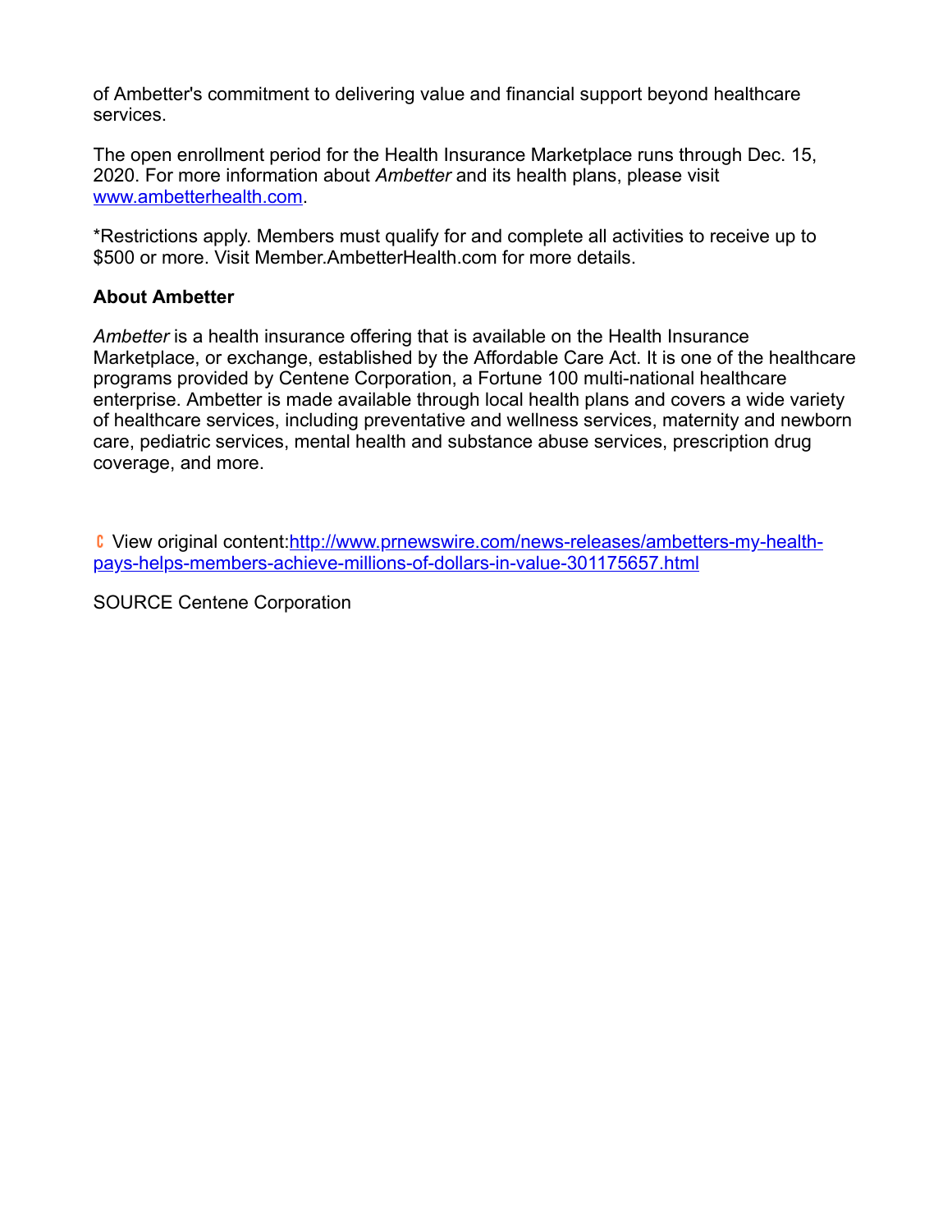of Ambetter's commitment to delivering value and financial support beyond healthcare services.

The open enrollment period for the Health Insurance Marketplace runs through Dec. 15, 2020. For more information about *Ambetter* and its health plans, please visit [www.ambetterhealth.com](www.ambetterhealth.com).

*Restrictions apply. Members must qualify for and complete all activities to receive up to $500 or more. Visit Member.AmbetterHealth.com for more details.

**About Ambetter**

*Ambetter* is a health insurance offering that is available on the Health Insurance Marketplace, or exchange, established by the Affordable Care Act. It is one of the healthcare programs provided by Centene Corporation, a Fortune 100 multi-national healthcare enterprise. Ambetter is made available through local health plans and covers a wide variety of healthcare services, including preventative and wellness services, maternity and newborn care, pediatric services, mental health and substance abuse services, prescription drug coverage, and more.

View original content:[http://www.prnewswire.com/news-releases/ambetters-my-health-pays-helps-members-achieve-millions-of-dollars-in-value-301175657.html](http://www.prnewswire.com/news-releases/ambetters-my-health-pays-helps-members-achieve-millions-of-dollars-in-value-301175657.html)

SOURCE Centene Corporation